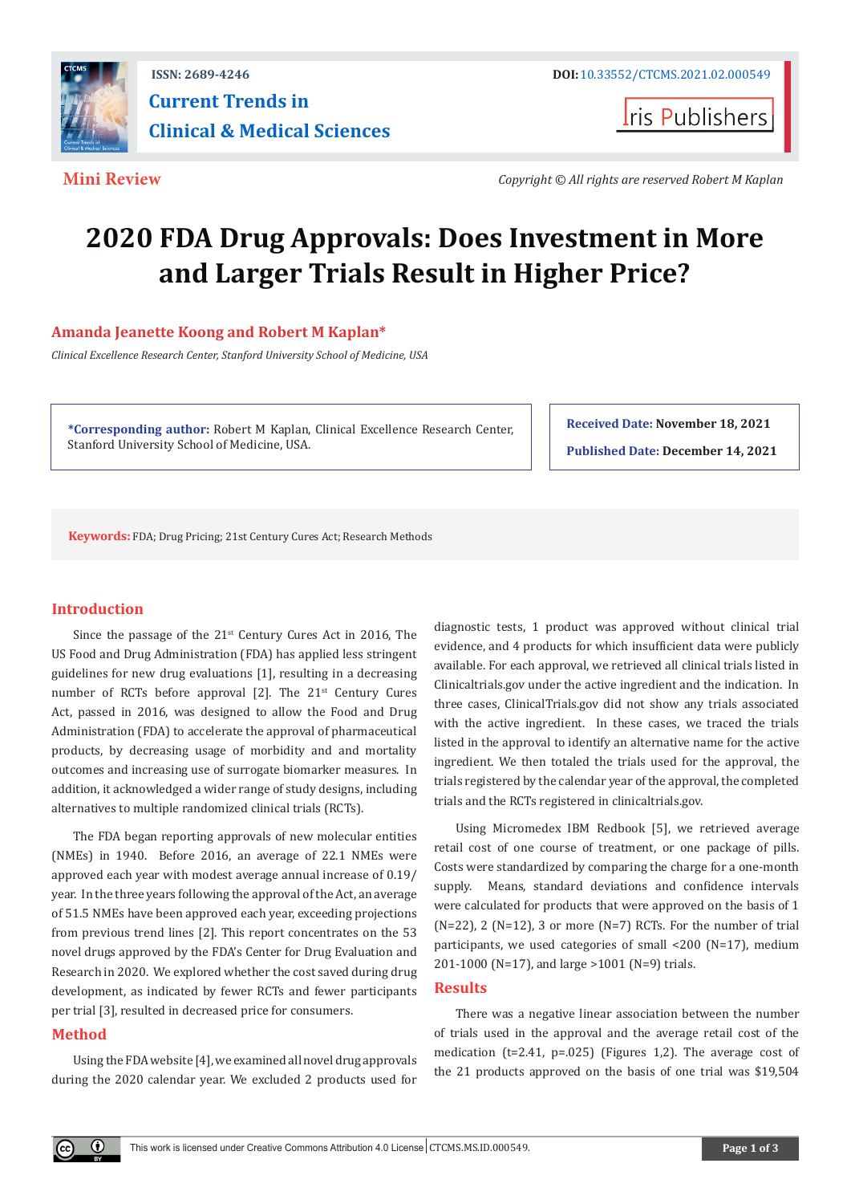ISSN: 2689-4246 | DOI: 10.33552/CTCMS.2021.02.000549

**Current Trends in Clinical & Medical Sciences**

Iris Publishers

**Mini Review**

*Copyright © All rights are reserved Robert M Kaplan*

# 2020 FDA Drug Approvals: Does Investment in More and Larger Trials Result in Higher Price?

**Amanda Jeanette Koong and Robert M Kaplan***

*Clinical Excellence Research Center, Stanford University School of Medicine, USA*

**\*Corresponding author:** Robert M Kaplan, Clinical Excellence Research Center, Stanford University School of Medicine, USA.

**Received Date:** November 18, 2021

**Published Date:** December 14, 2021

**Keywords:** FDA; Drug Pricing; 21st Century Cures Act; Research Methods

## Introduction

Since the passage of the 21st Century Cures Act in 2016, The US Food and Drug Administration (FDA) has applied less stringent guidelines for new drug evaluations [1], resulting in a decreasing number of RCTs before approval [2]. The 21st Century Cures Act, passed in 2016, was designed to allow the Food and Drug Administration (FDA) to accelerate the approval of pharmaceutical products, by decreasing usage of morbidity and and mortality outcomes and increasing use of surrogate biomarker measures. In addition, it acknowledged a wider range of study designs, including alternatives to multiple randomized clinical trials (RCTs).

The FDA began reporting approvals of new molecular entities (NMEs) in 1940. Before 2016, an average of 22.1 NMEs were approved each year with modest average annual increase of 0.19/year. In the three years following the approval of the Act, an average of 51.5 NMEs have been approved each year, exceeding projections from previous trend lines [2]. This report concentrates on the 53 novel drugs approved by the FDA's Center for Drug Evaluation and Research in 2020. We explored whether the cost saved during drug development, as indicated by fewer RCTs and fewer participants per trial [3], resulted in decreased price for consumers.

## Method

Using the FDA website [4], we examined all novel drug approvals during the 2020 calendar year. We excluded 2 products used for diagnostic tests, 1 product was approved without clinical trial evidence, and 4 products for which insufficient data were publicly available. For each approval, we retrieved all clinical trials listed in Clinicaltrials.gov under the active ingredient and the indication. In three cases, ClinicalTrials.gov did not show any trials associated with the active ingredient. In these cases, we traced the trials listed in the approval to identify an alternative name for the active ingredient. We then totaled the trials used for the approval, the trials registered by the calendar year of the approval, the completed trials and the RCTs registered in clinicaltrials.gov.

Using Micromedex IBM Redbook [5], we retrieved average retail cost of one course of treatment, or one package of pills. Costs were standardized by comparing the charge for a one-month supply. Means, standard deviations and confidence intervals were calculated for products that were approved on the basis of 1 (N=22), 2 (N=12), 3 or more (N=7) RCTs. For the number of trial participants, we used categories of small <200 (N=17), medium 201-1000 (N=17), and large >1001 (N=9) trials.

## Results

There was a negative linear association between the number of trials used in the approval and the average retail cost of the medication ($t=2.41$, $p=.025$) (Figures 1,2). The average cost of the 21 products approved on the basis of one trial was $19,504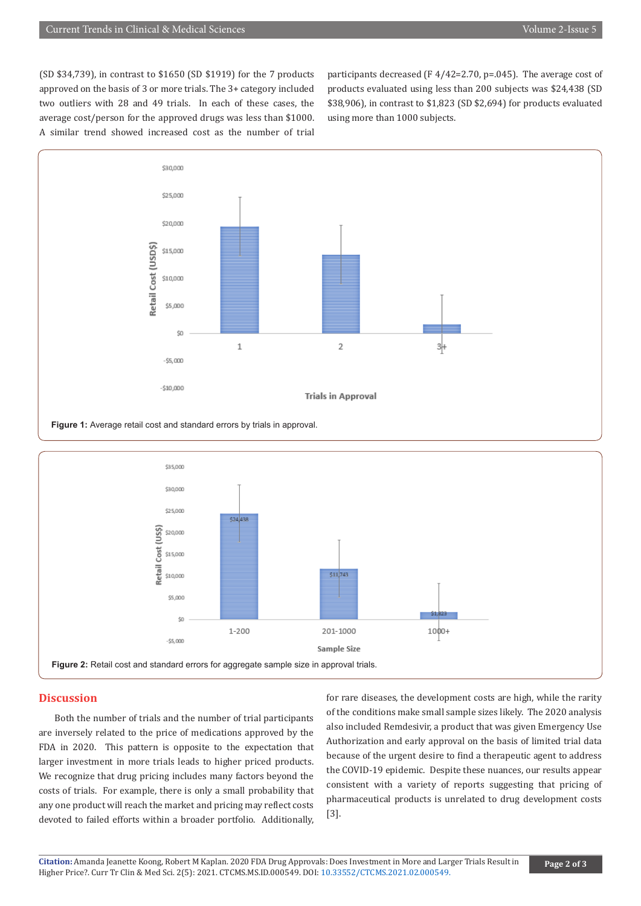(SD $34,739), in contrast to $1650 (SD $1919) for the 7 products approved on the basis of 3 or more trials. The 3+ category included two outliers with 28 and 49 trials. In each of these cases, the average cost/person for the approved drugs was less than $1000. A similar trend showed increased cost as the number of trial participants decreased (F 4/42=2.70, p=.045). The average cost of products evaluated using less than 200 subjects was $24,438 (SD $38,906), in contrast to $1,823 (SD $2,694) for products evaluated using more than 1000 subjects.

**Figure 1:** Average retail cost and standard errors by trials in approval.

**Figure 2:** Retail cost and standard errors for aggregate sample size in approval trials.

## Discussion

Both the number of trials and the number of trial participants are inversely related to the price of medications approved by the FDA in 2020. This pattern is opposite to the expectation that larger investment in more trials leads to higher priced products. We recognize that drug pricing includes many factors beyond the costs of trials. For example, there is only a small probability that any one product will reach the market and pricing may reflect costs devoted to failed efforts within a broader portfolio. Additionally, for rare diseases, the development costs are high, while the rarity of the conditions make small sample sizes likely. The 2020 analysis also included Remdesivir, a product that was given Emergency Use Authorization and early approval on the basis of limited trial data because of the urgent desire to find a therapeutic agent to address the COVID-19 epidemic. Despite these nuances, our results appear consistent with a variety of reports suggesting that pricing of pharmaceutical products is unrelated to drug development costs [3].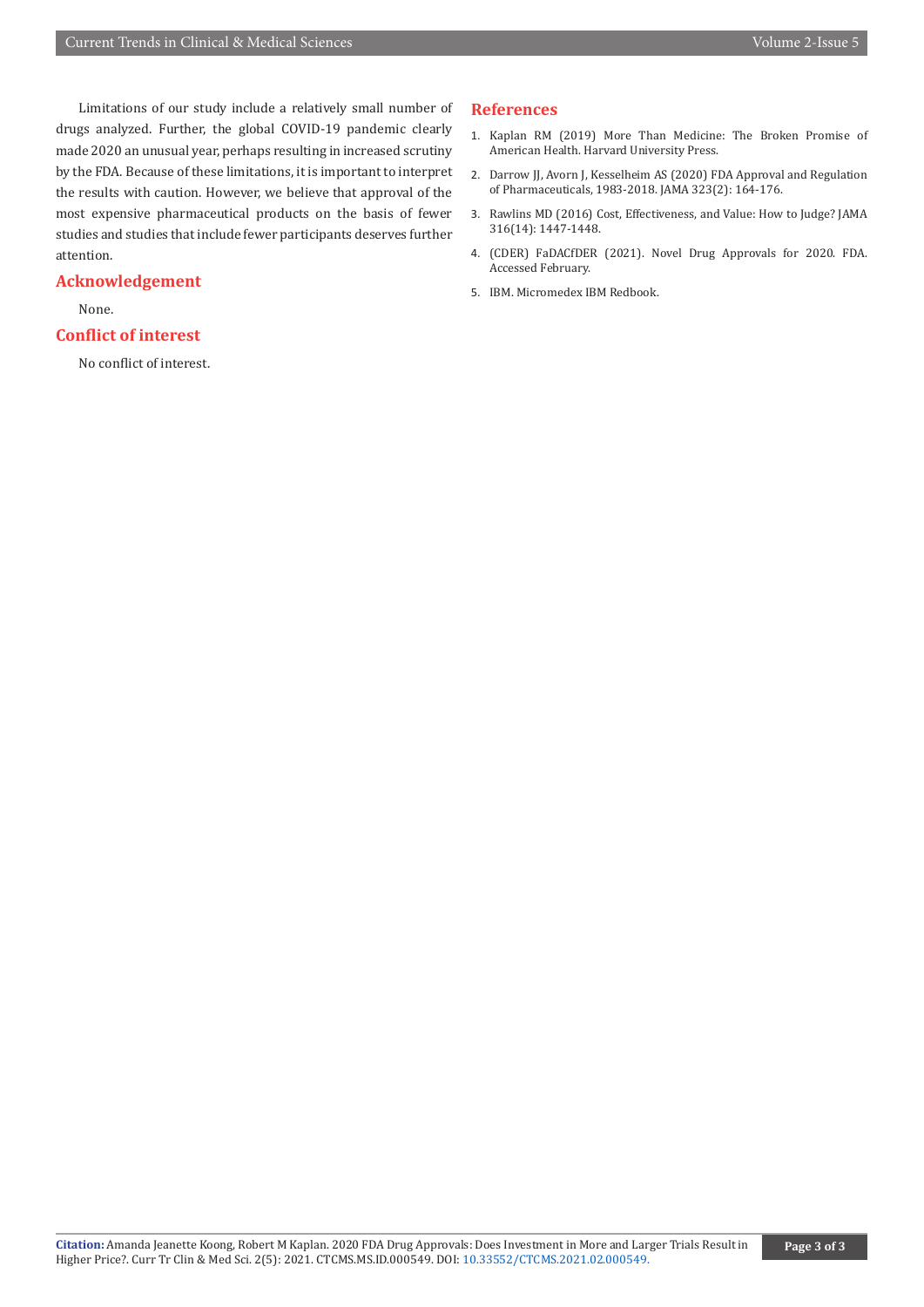Limitations of our study include a relatively small number of drugs analyzed. Further, the global COVID-19 pandemic clearly made 2020 an unusual year, perhaps resulting in increased scrutiny by the FDA. Because of these limitations, it is important to interpret the results with caution. However, we believe that approval of the most expensive pharmaceutical products on the basis of fewer studies and studies that include fewer participants deserves further attention.

## Acknowledgement

None.

## Conflict of interest

No conflict of interest.

## References

1. Kaplan RM (2019) More Than Medicine: The Broken Promise of American Health. Harvard University Press.
2. Darrow JJ, Avorn J, Kesselheim AS (2020) FDA Approval and Regulation of Pharmaceuticals, 1983-2018. JAMA 323(2): 164-176.
3. Rawlins MD (2016) Cost, Effectiveness, and Value: How to Judge? JAMA 316(14): 1447-1448.
4. (CDER) FaDACfDER (2021). Novel Drug Approvals for 2020. FDA. Accessed February.
5. IBM. Micromedex IBM Redbook.

**Citation:** Amanda Jeanette Koong, Robert M Kaplan. 2020 FDA Drug Approvals: Does Investment in More and Larger Trials Result in Higher Price?. Curr Tr Clin & Med Sci. 2(5): 2021. CTCMS.MS.ID.000549. DOI: 10.33552/CTCMS.2021.02.000549.